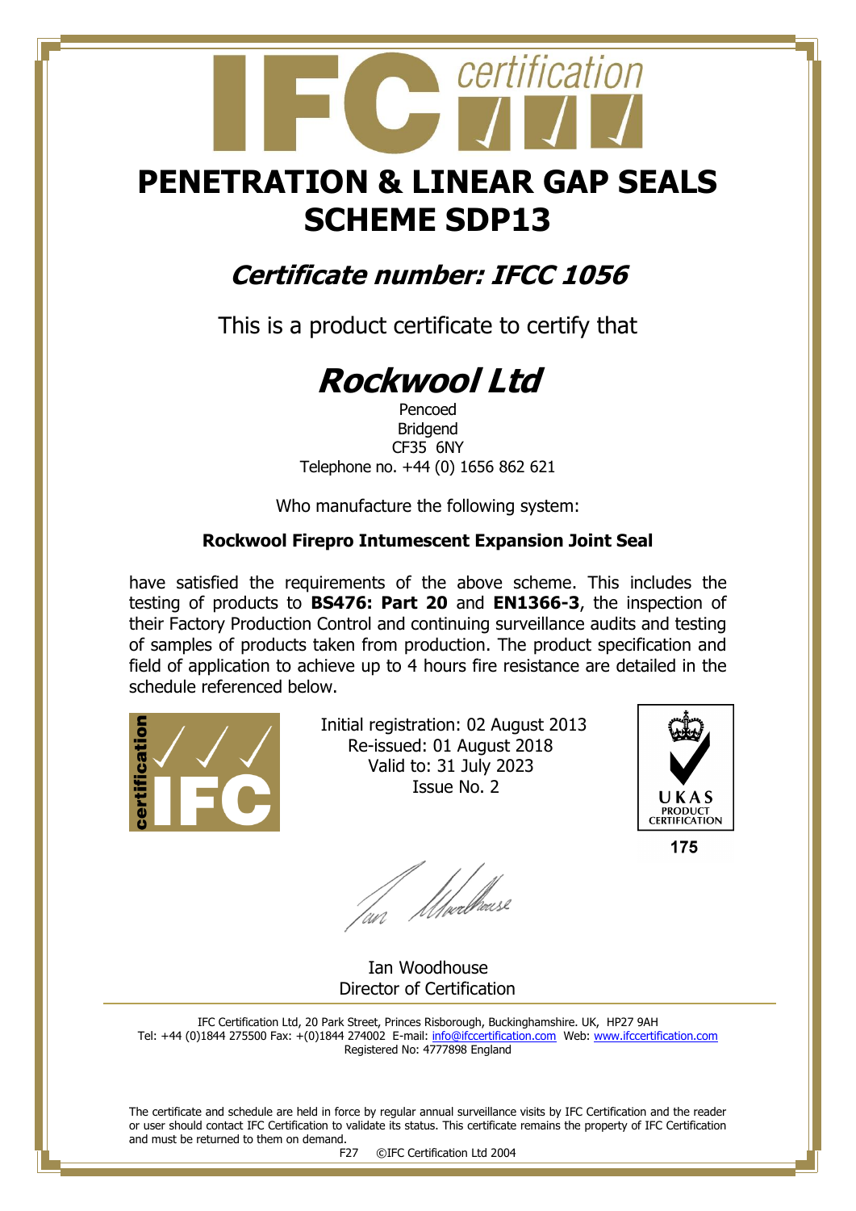# PENETRATION & LINEAR GAP SEALS SCHEME SDP13

## *Certificate number: IFCC 1056*

This is a product certificate to certify that

# *Rockwool Ltd*

Pencoed
Bridgend
CF35 6NY
Telephone no. +44 (0) 1656 862 621

Who manufacture the following system:

**Rockwool Firepro Intumescent Expansion Joint Seal**

have satisfied the requirements of the above scheme. This includes the testing of products to **BS476: Part 20** and **EN1366-3**, the inspection of their Factory Production Control and continuing surveillance audits and testing of samples of products taken from production. The product specification and field of application to achieve up to 4 hours fire resistance are detailed in the schedule referenced below.

Initial registration: 02 August 2013
Re-issued: 01 August 2018
Valid to: 31 July 2023
Issue No. 2

UKAS PRODUCT CERTIFICATION
175

Ian Woodhouse
Director of Certification

IFC Certification Ltd, 20 Park Street, Princes Risborough, Buckinghamshire. UK, HP27 9AH
Tel: +44 (0)1844 275500 Fax: +(0)1844 274002 E-mail: info@ifccertification.com Web: www.ifccertification.com
Registered No: 4777898 England

The certificate and schedule are held in force by regular annual surveillance visits by IFC Certification and the reader or user should contact IFC Certification to validate its status. This certificate remains the property of IFC Certification and must be returned to them on demand.

F27 ©IFC Certification Ltd 2004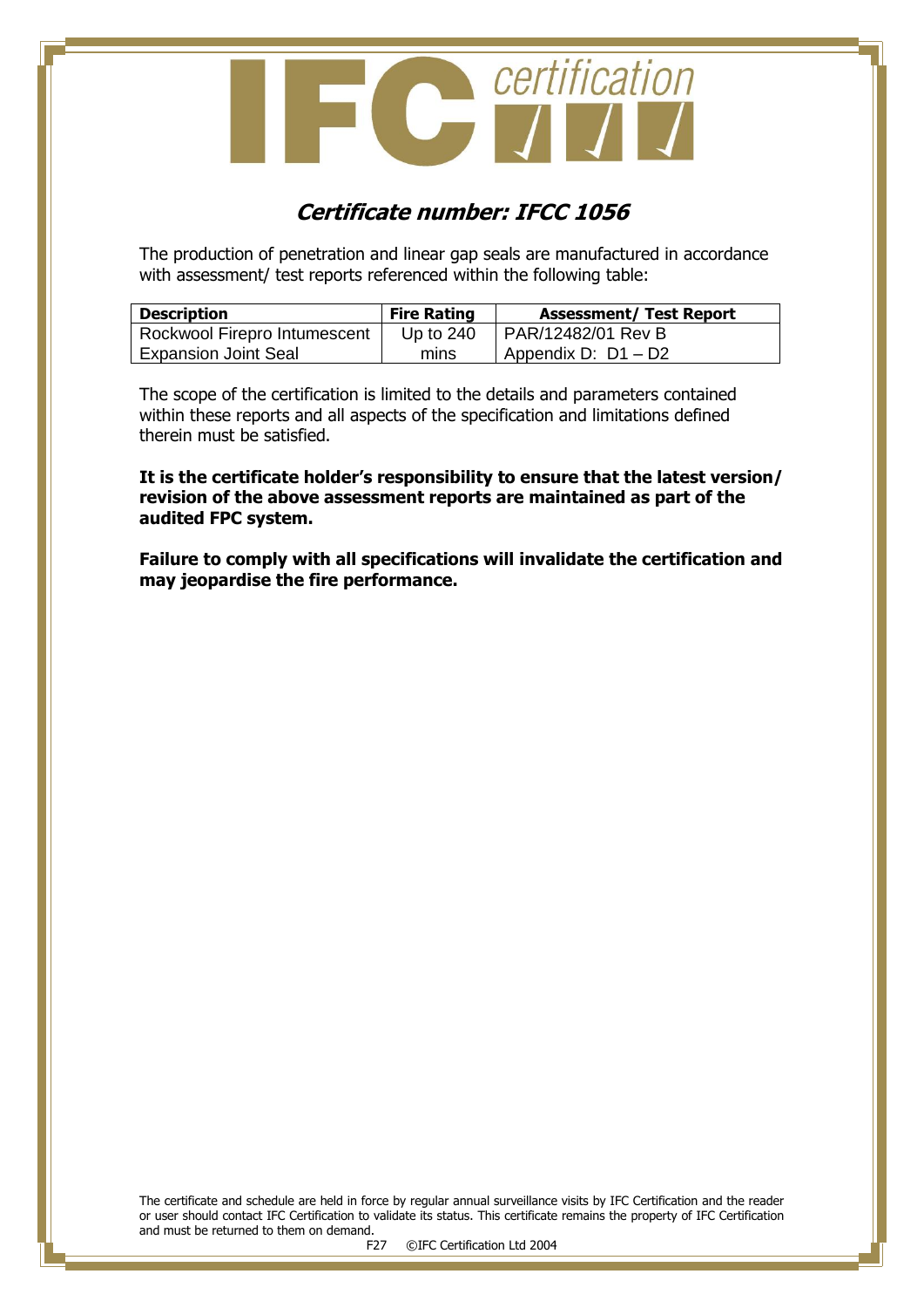# IFC certification

## *Certificate number: IFCC 1056*

The production of penetration and linear gap seals are manufactured in accordance with assessment/ test reports referenced within the following table:

| Description | Fire Rating | Assessment/ Test Report |
|---|---|---|
| Rockwool Firepro Intumescent Expansion Joint Seal | Up to 240 mins | PAR/12482/01 Rev B Appendix D: D1 – D2 |

The scope of the certification is limited to the details and parameters contained within these reports and all aspects of the specification and limitations defined therein must be satisfied.

**It is the certificate holder's responsibility to ensure that the latest version/ revision of the above assessment reports are maintained as part of the audited FPC system.**

**Failure to comply with all specifications will invalidate the certification and may jeopardise the fire performance.**

The certificate and schedule are held in force by regular annual surveillance visits by IFC Certification and the reader or user should contact IFC Certification to validate its status. This certificate remains the property of IFC Certification and must be returned to them on demand.

F27 ©IFC Certification Ltd 2004